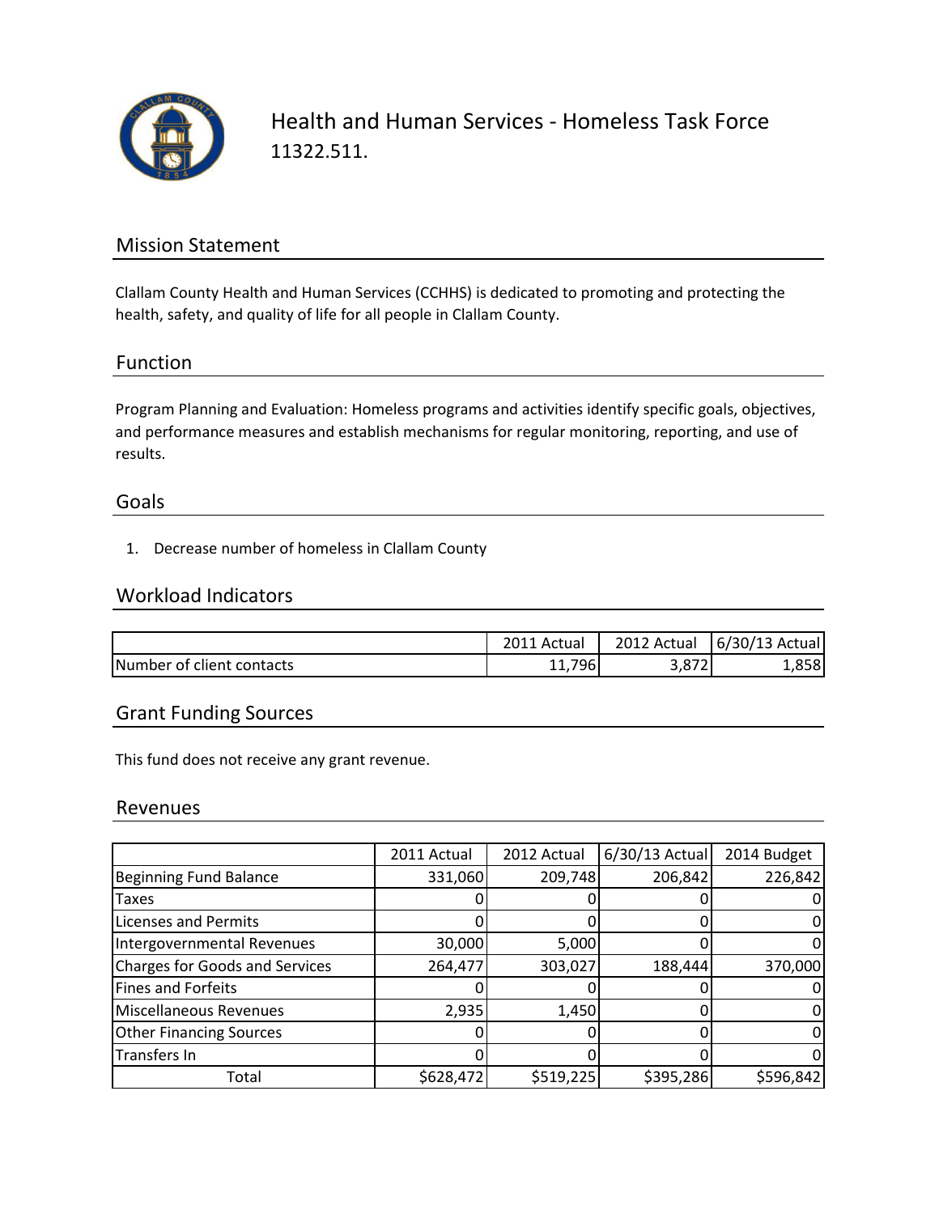# Health and Human Services - Homeless Task Force

11322.511.

## Mission Statement

Clallam County Health and Human Services (CCHHS) is dedicated to promoting and protecting the health, safety, and quality of life for all people in Clallam County.

## Function

Program Planning and Evaluation: Homeless programs and activities identify specific goals, objectives, and performance measures and establish mechanisms for regular monitoring, reporting, and use of results.

## Goals

1. Decrease number of homeless in Clallam County

## Workload Indicators

| | 2011 Actual | 2012 Actual | 6/30/13 Actual |
|---|---|---|---|
| Number of client contacts | 11,796 | 3,872 | 1,858 |

## Grant Funding Sources

This fund does not receive any grant revenue.

## Revenues

| | 2011 Actual | 2012 Actual | 6/30/13 Actual | 2014 Budget |
|---|---|---|---|---|
| Beginning Fund Balance | 331,060 | 209,748 | 206,842 | 226,842 |
| Taxes | 0 | 0 | 0 | 0 |
| Licenses and Permits | 0 | 0 | 0 | 0 |
| Intergovernmental Revenues | 30,000 | 5,000 | 0 | 0 |
| Charges for Goods and Services | 264,477 | 303,027 | 188,444 | 370,000 |
| Fines and Forfeits | 0 | 0 | 0 | 0 |
| Miscellaneous Revenues | 2,935 | 1,450 | 0 | 0 |
| Other Financing Sources | 0 | 0 | 0 | 0 |
| Transfers In | 0 | 0 | 0 | 0 |
| Total | $628,472 | $519,225 | $395,286 | $596,842 |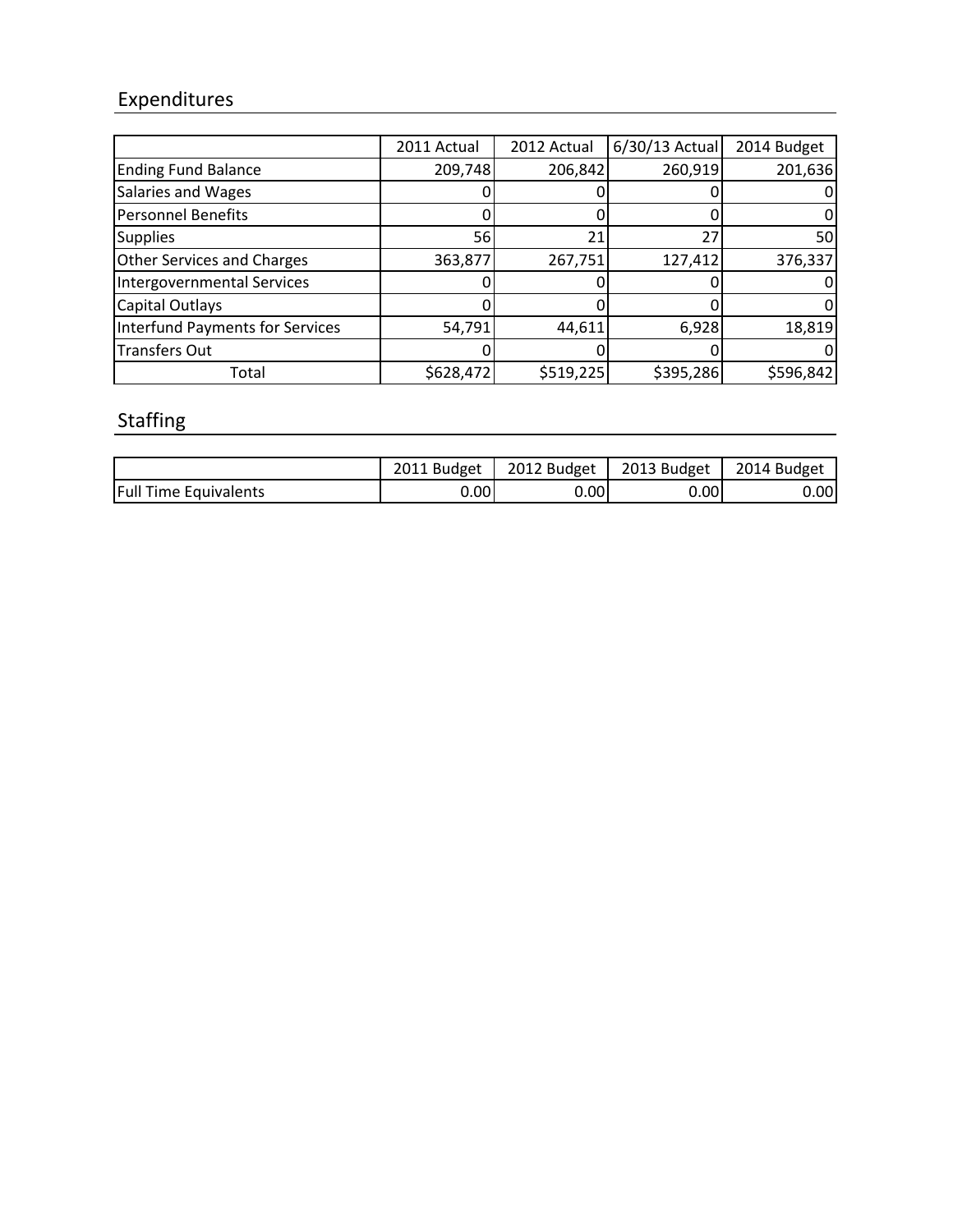## Expenditures

| | 2011 Actual | 2012 Actual | 6/30/13 Actual | 2014 Budget |
|---|---|---|---|---|
| Ending Fund Balance | 209,748 | 206,842 | 260,919 | 201,636 |
| Salaries and Wages | 0 | 0 | 0 | 0 |
| Personnel Benefits | 0 | 0 | 0 | 0 |
| Supplies | 56 | 21 | 27 | 50 |
| Other Services and Charges | 363,877 | 267,751 | 127,412 | 376,337 |
| Intergovernmental Services | 0 | 0 | 0 | 0 |
| Capital Outlays | 0 | 0 | 0 | 0 |
| Interfund Payments for Services | 54,791 | 44,611 | 6,928 | 18,819 |
| Transfers Out | 0 | 0 | 0 | 0 |
| Total | $628,472 | $519,225 | $395,286 | $596,842 |

## Staffing

| | 2011 Budget | 2012 Budget | 2013 Budget | 2014 Budget |
|---|---|---|---|---|
| Full Time Equivalents | 0.00 | 0.00 | 0.00 | 0.00 |